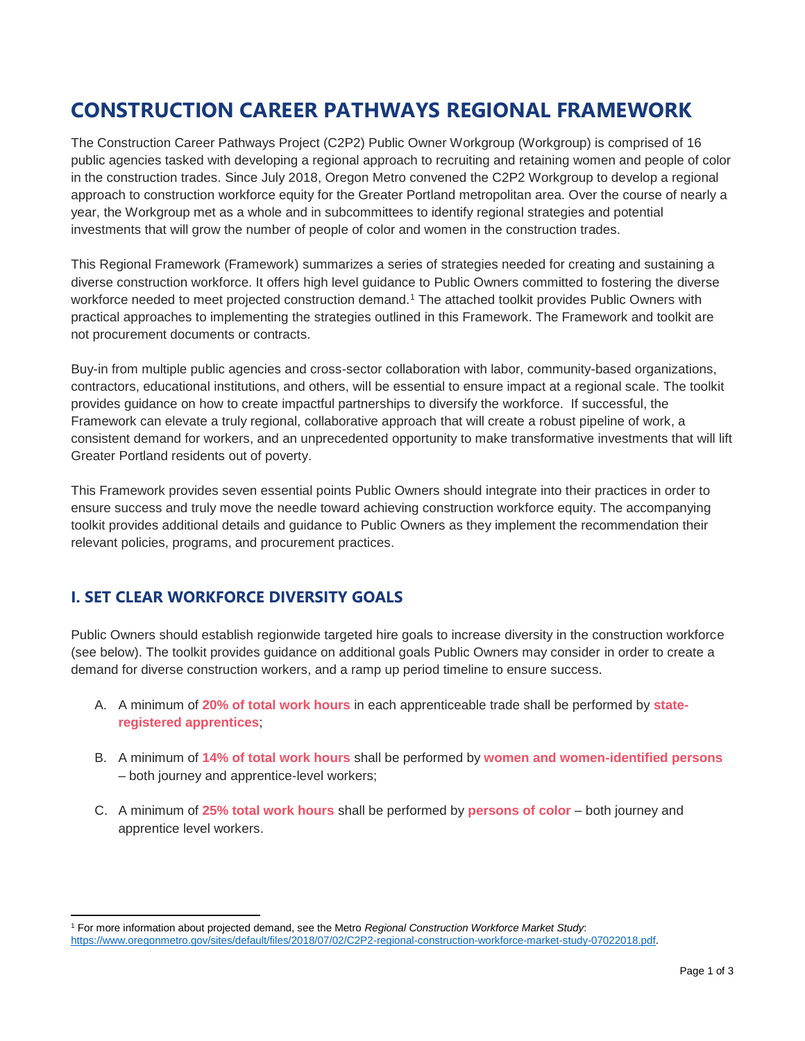# CONSTRUCTION CAREER PATHWAYS REGIONAL FRAMEWORK

The Construction Career Pathways Project (C2P2) Public Owner Workgroup (Workgroup) is comprised of 16 public agencies tasked with developing a regional approach to recruiting and retaining women and people of color in the construction trades. Since July 2018, Oregon Metro convened the C2P2 Workgroup to develop a regional approach to construction workforce equity for the Greater Portland metropolitan area. Over the course of nearly a year, the Workgroup met as a whole and in subcommittees to identify regional strategies and potential investments that will grow the number of people of color and women in the construction trades.

This Regional Framework (Framework) summarizes a series of strategies needed for creating and sustaining a diverse construction workforce. It offers high level guidance to Public Owners committed to fostering the diverse workforce needed to meet projected construction demand.[1] The attached toolkit provides Public Owners with practical approaches to implementing the strategies outlined in this Framework. The Framework and toolkit are not procurement documents or contracts.

Buy-in from multiple public agencies and cross-sector collaboration with labor, community-based organizations, contractors, educational institutions, and others, will be essential to ensure impact at a regional scale. The toolkit provides guidance on how to create impactful partnerships to diversify the workforce. If successful, the Framework can elevate a truly regional, collaborative approach that will create a robust pipeline of work, a consistent demand for workers, and an unprecedented opportunity to make transformative investments that will lift Greater Portland residents out of poverty.

This Framework provides seven essential points Public Owners should integrate into their practices in order to ensure success and truly move the needle toward achieving construction workforce equity. The accompanying toolkit provides additional details and guidance to Public Owners as they implement the recommendation their relevant policies, programs, and procurement practices.

## I. SET CLEAR WORKFORCE DIVERSITY GOALS

Public Owners should establish regionwide targeted hire goals to increase diversity in the construction workforce (see below). The toolkit provides guidance on additional goals Public Owners may consider in order to create a demand for diverse construction workers, and a ramp up period timeline to ensure success.

A. A minimum of **20% of total work hours** in each apprenticeable trade shall be performed by **state-registered apprentices**;

B. A minimum of **14% of total work hours** shall be performed by **women and women-identified persons** – both journey and apprentice-level workers;

C. A minimum of **25% total work hours** shall be performed by **persons of color** – both journey and apprentice level workers.

---

[1] For more information about projected demand, see the Metro *Regional Construction Workforce Market Study*: https://www.oregonmetro.gov/sites/default/files/2018/07/02/C2P2-regional-construction-workforce-market-study-07022018.pdf.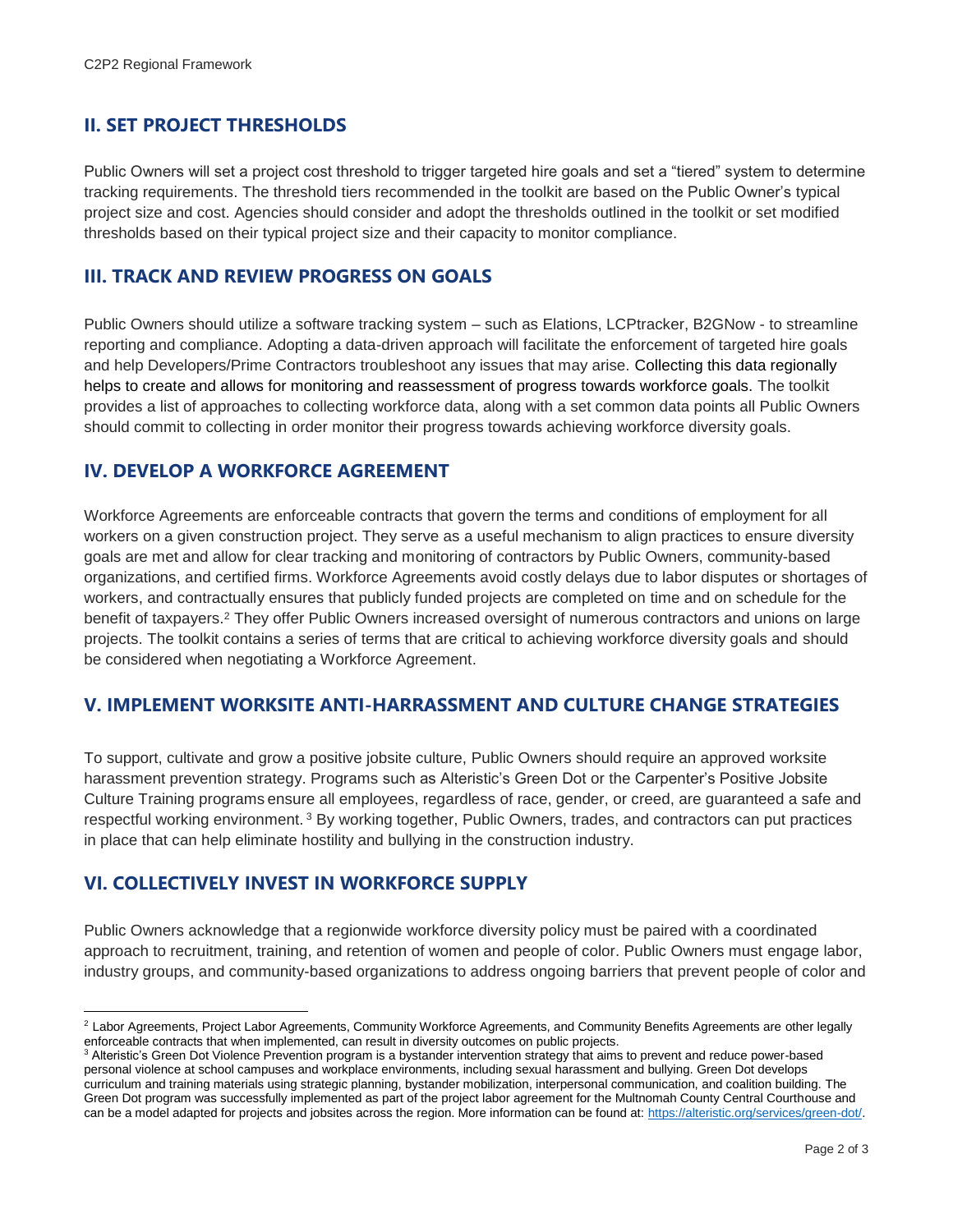## II. SET PROJECT THRESHOLDS

Public Owners will set a project cost threshold to trigger targeted hire goals and set a "tiered" system to determine tracking requirements. The threshold tiers recommended in the toolkit are based on the Public Owner's typical project size and cost. Agencies should consider and adopt the thresholds outlined in the toolkit or set modified thresholds based on their typical project size and their capacity to monitor compliance.

## III. TRACK AND REVIEW PROGRESS ON GOALS

Public Owners should utilize a software tracking system – such as Elations, LCPtracker, B2GNow - to streamline reporting and compliance. Adopting a data-driven approach will facilitate the enforcement of targeted hire goals and help Developers/Prime Contractors troubleshoot any issues that may arise. Collecting this data regionally helps to create and allows for monitoring and reassessment of progress towards workforce goals. The toolkit provides a list of approaches to collecting workforce data, along with a set common data points all Public Owners should commit to collecting in order monitor their progress towards achieving workforce diversity goals.

## IV. DEVELOP A WORKFORCE AGREEMENT

Workforce Agreements are enforceable contracts that govern the terms and conditions of employment for all workers on a given construction project. They serve as a useful mechanism to align practices to ensure diversity goals are met and allow for clear tracking and monitoring of contractors by Public Owners, community-based organizations, and certified firms. Workforce Agreements avoid costly delays due to labor disputes or shortages of workers, and contractually ensures that publicly funded projects are completed on time and on schedule for the benefit of taxpayers.[2] They offer Public Owners increased oversight of numerous contractors and unions on large projects. The toolkit contains a series of terms that are critical to achieving workforce diversity goals and should be considered when negotiating a Workforce Agreement.

## V. IMPLEMENT WORKSITE ANTI-HARRASSMENT AND CULTURE CHANGE STRATEGIES

To support, cultivate and grow a positive jobsite culture, Public Owners should require an approved worksite harassment prevention strategy. Programs such as Alteristic's Green Dot or the Carpenter's Positive Jobsite Culture Training programs ensure all employees, regardless of race, gender, or creed, are guaranteed a safe and respectful working environment.[3] By working together, Public Owners, trades, and contractors can put practices in place that can help eliminate hostility and bullying in the construction industry.

## VI. COLLECTIVELY INVEST IN WORKFORCE SUPPLY

Public Owners acknowledge that a regionwide workforce diversity policy must be paired with a coordinated approach to recruitment, training, and retention of women and people of color. Public Owners must engage labor, industry groups, and community-based organizations to address ongoing barriers that prevent people of color and

---

[2] Labor Agreements, Project Labor Agreements, Community Workforce Agreements, and Community Benefits Agreements are other legally enforceable contracts that when implemented, can result in diversity outcomes on public projects.

[3] Alteristic's Green Dot Violence Prevention program is a bystander intervention strategy that aims to prevent and reduce power-based personal violence at school campuses and workplace environments, including sexual harassment and bullying. Green Dot develops curriculum and training materials using strategic planning, bystander mobilization, interpersonal communication, and coalition building. The Green Dot program was successfully implemented as part of the project labor agreement for the Multnomah County Central Courthouse and can be a model adapted for projects and jobsites across the region. More information can be found at: https://alteristic.org/services/green-dot/.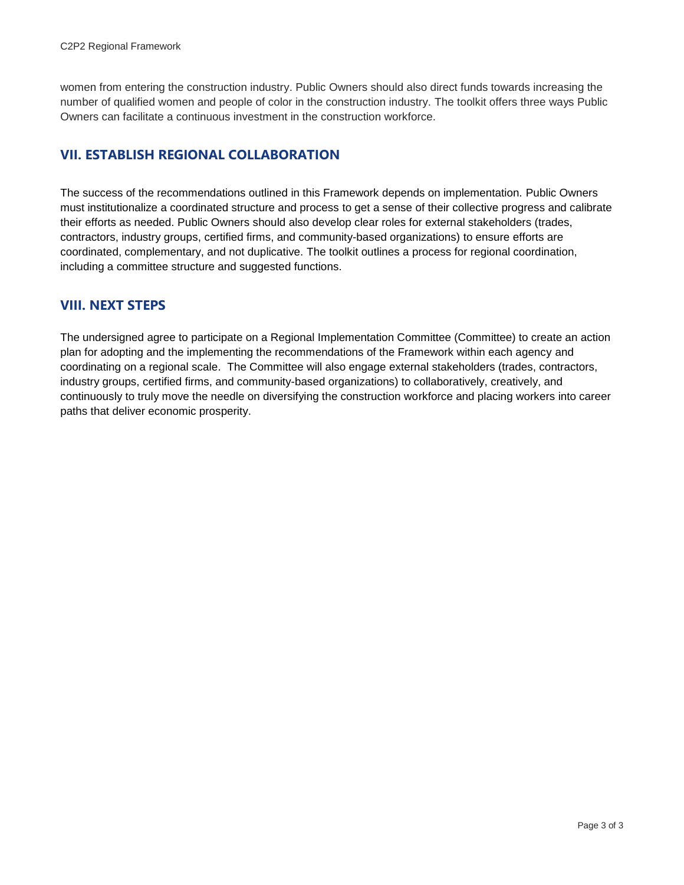women from entering the construction industry. Public Owners should also direct funds towards increasing the number of qualified women and people of color in the construction industry. The toolkit offers three ways Public Owners can facilitate a continuous investment in the construction workforce.

## VII. ESTABLISH REGIONAL COLLABORATION

The success of the recommendations outlined in this Framework depends on implementation. Public Owners must institutionalize a coordinated structure and process to get a sense of their collective progress and calibrate their efforts as needed. Public Owners should also develop clear roles for external stakeholders (trades, contractors, industry groups, certified firms, and community-based organizations) to ensure efforts are coordinated, complementary, and not duplicative. The toolkit outlines a process for regional coordination, including a committee structure and suggested functions.

## VIII. NEXT STEPS

The undersigned agree to participate on a Regional Implementation Committee (Committee) to create an action plan for adopting and the implementing the recommendations of the Framework within each agency and coordinating on a regional scale. The Committee will also engage external stakeholders (trades, contractors, industry groups, certified firms, and community-based organizations) to collaboratively, creatively, and continuously to truly move the needle on diversifying the construction workforce and placing workers into career paths that deliver economic prosperity.